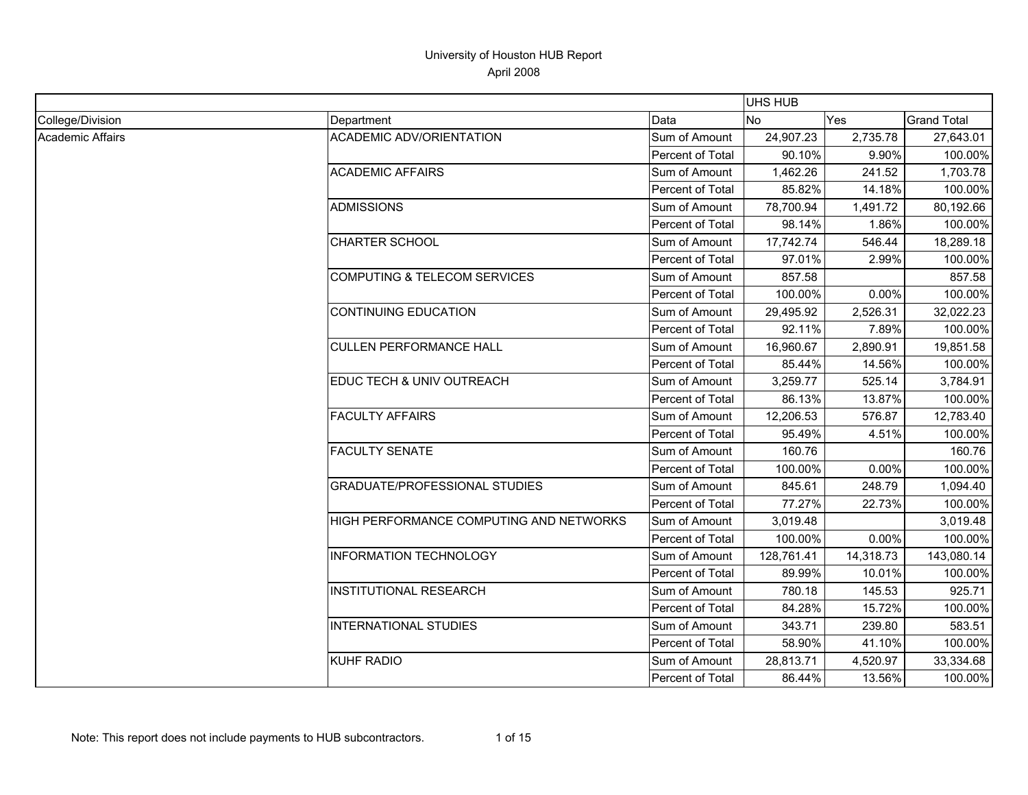# University of Houston HUB Report

April 2008

| | | | UHS HUB | | |
|---|---|---|---|---|---|
| College/Division | Department | Data | No | Yes | Grand Total |
| Academic Affairs | ACADEMIC ADV/ORIENTATION | Sum of Amount | 24,907.23 | 2,735.78 | 27,643.01 |
| | | Percent of Total | 90.10% | 9.90% | 100.00% |
| | ACADEMIC AFFAIRS | Sum of Amount | 1,462.26 | 241.52 | 1,703.78 |
| | | Percent of Total | 85.82% | 14.18% | 100.00% |
| | ADMISSIONS | Sum of Amount | 78,700.94 | 1,491.72 | 80,192.66 |
| | | Percent of Total | 98.14% | 1.86% | 100.00% |
| | CHARTER SCHOOL | Sum of Amount | 17,742.74 | 546.44 | 18,289.18 |
| | | Percent of Total | 97.01% | 2.99% | 100.00% |
| | COMPUTING & TELECOM SERVICES | Sum of Amount | 857.58 | | 857.58 |
| | | Percent of Total | 100.00% | 0.00% | 100.00% |
| | CONTINUING EDUCATION | Sum of Amount | 29,495.92 | 2,526.31 | 32,022.23 |
| | | Percent of Total | 92.11% | 7.89% | 100.00% |
| | CULLEN PERFORMANCE HALL | Sum of Amount | 16,960.67 | 2,890.91 | 19,851.58 |
| | | Percent of Total | 85.44% | 14.56% | 100.00% |
| | EDUC TECH & UNIV OUTREACH | Sum of Amount | 3,259.77 | 525.14 | 3,784.91 |
| | | Percent of Total | 86.13% | 13.87% | 100.00% |
| | FACULTY AFFAIRS | Sum of Amount | 12,206.53 | 576.87 | 12,783.40 |
| | | Percent of Total | 95.49% | 4.51% | 100.00% |
| | FACULTY SENATE | Sum of Amount | 160.76 | | 160.76 |
| | | Percent of Total | 100.00% | 0.00% | 100.00% |
| | GRADUATE/PROFESSIONAL STUDIES | Sum of Amount | 845.61 | 248.79 | 1,094.40 |
| | | Percent of Total | 77.27% | 22.73% | 100.00% |
| | HIGH PERFORMANCE COMPUTING AND NETWORKS | Sum of Amount | 3,019.48 | | 3,019.48 |
| | | Percent of Total | 100.00% | 0.00% | 100.00% |
| | INFORMATION TECHNOLOGY | Sum of Amount | 128,761.41 | 14,318.73 | 143,080.14 |
| | | Percent of Total | 89.99% | 10.01% | 100.00% |
| | INSTITUTIONAL RESEARCH | Sum of Amount | 780.18 | 145.53 | 925.71 |
| | | Percent of Total | 84.28% | 15.72% | 100.00% |
| | INTERNATIONAL STUDIES | Sum of Amount | 343.71 | 239.80 | 583.51 |
| | | Percent of Total | 58.90% | 41.10% | 100.00% |
| | KUHF RADIO | Sum of Amount | 28,813.71 | 4,520.97 | 33,334.68 |
| | | Percent of Total | 86.44% | 13.56% | 100.00% |

Note: This report does not include payments to HUB subcontractors.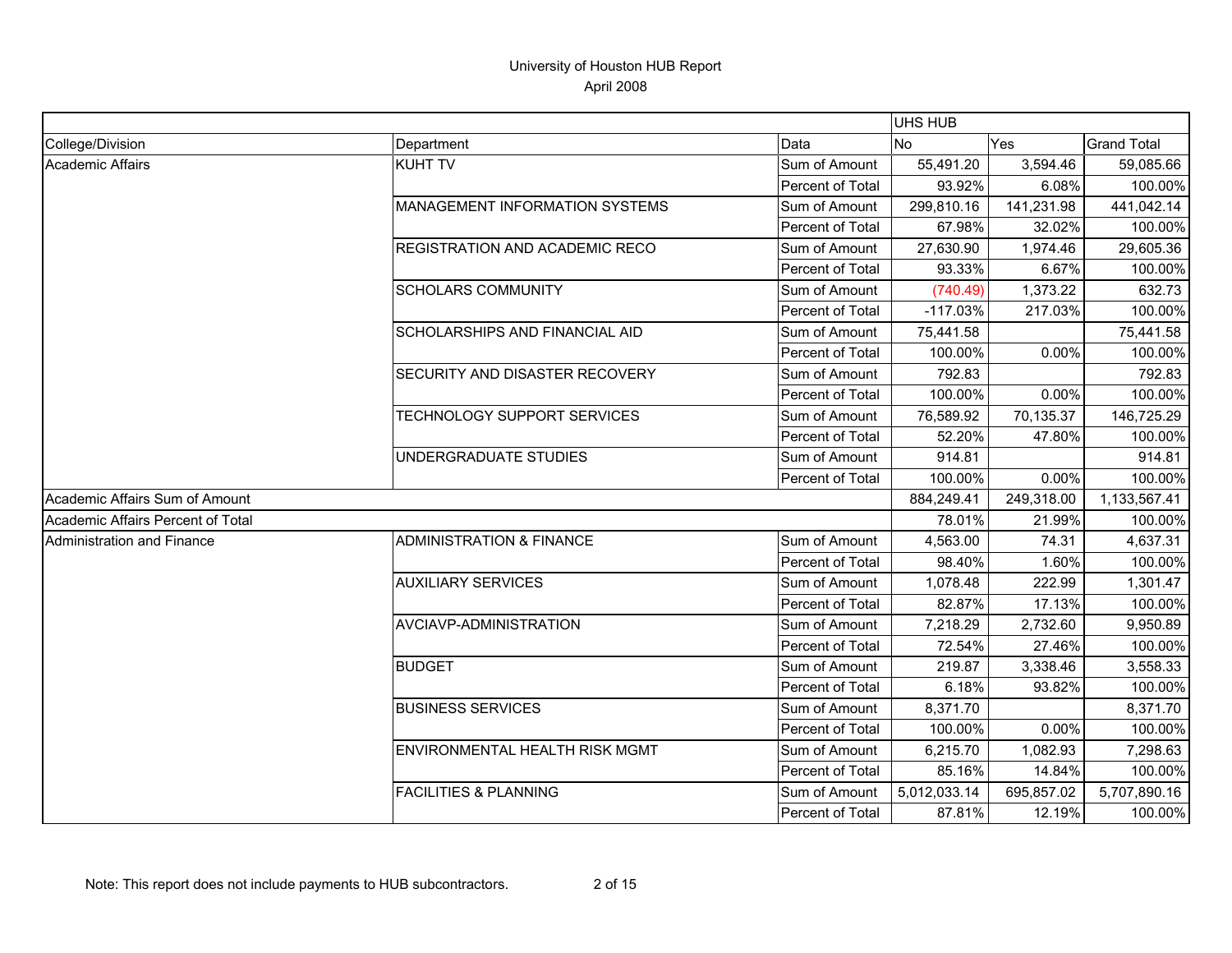University of Houston HUB Report
April 2008

| | | | UHS HUB | | |
|---|---|---|---|---|---|
| College/Division | Department | Data | No | Yes | Grand Total |
| Academic Affairs | KUHT TV | Sum of Amount | 55,491.20 | 3,594.46 | 59,085.66 |
| | | Percent of Total | 93.92% | 6.08% | 100.00% |
| | MANAGEMENT INFORMATION SYSTEMS | Sum of Amount | 299,810.16 | 141,231.98 | 441,042.14 |
| | | Percent of Total | 67.98% | 32.02% | 100.00% |
| | REGISTRATION AND ACADEMIC RECO | Sum of Amount | 27,630.90 | 1,974.46 | 29,605.36 |
| | | Percent of Total | 93.33% | 6.67% | 100.00% |
| | SCHOLARS COMMUNITY | Sum of Amount | (740.49) | 1,373.22 | 632.73 |
| | | Percent of Total | -117.03% | 217.03% | 100.00% |
| | SCHOLARSHIPS AND FINANCIAL AID | Sum of Amount | 75,441.58 | | 75,441.58 |
| | | Percent of Total | 100.00% | 0.00% | 100.00% |
| | SECURITY AND DISASTER RECOVERY | Sum of Amount | 792.83 | | 792.83 |
| | | Percent of Total | 100.00% | 0.00% | 100.00% |
| | TECHNOLOGY SUPPORT SERVICES | Sum of Amount | 76,589.92 | 70,135.37 | 146,725.29 |
| | | Percent of Total | 52.20% | 47.80% | 100.00% |
| | UNDERGRADUATE STUDIES | Sum of Amount | 914.81 | | 914.81 |
| | | Percent of Total | 100.00% | 0.00% | 100.00% |
| Academic Affairs Sum of Amount | | | 884,249.41 | 249,318.00 | 1,133,567.41 |
| Academic Affairs Percent of Total | | | 78.01% | 21.99% | 100.00% |
| Administration and Finance | ADMINISTRATION & FINANCE | Sum of Amount | 4,563.00 | 74.31 | 4,637.31 |
| | | Percent of Total | 98.40% | 1.60% | 100.00% |
| | AUXILIARY SERVICES | Sum of Amount | 1,078.48 | 222.99 | 1,301.47 |
| | | Percent of Total | 82.87% | 17.13% | 100.00% |
| | AVCIAVP-ADMINISTRATION | Sum of Amount | 7,218.29 | 2,732.60 | 9,950.89 |
| | | Percent of Total | 72.54% | 27.46% | 100.00% |
| | BUDGET | Sum of Amount | 219.87 | 3,338.46 | 3,558.33 |
| | | Percent of Total | 6.18% | 93.82% | 100.00% |
| | BUSINESS SERVICES | Sum of Amount | 8,371.70 | | 8,371.70 |
| | | Percent of Total | 100.00% | 0.00% | 100.00% |
| | ENVIRONMENTAL HEALTH RISK MGMT | Sum of Amount | 6,215.70 | 1,082.93 | 7,298.63 |
| | | Percent of Total | 85.16% | 14.84% | 100.00% |
| | FACILITIES & PLANNING | Sum of Amount | 5,012,033.14 | 695,857.02 | 5,707,890.16 |
| | | Percent of Total | 87.81% | 12.19% | 100.00% |

Note: This report does not include payments to HUB subcontractors.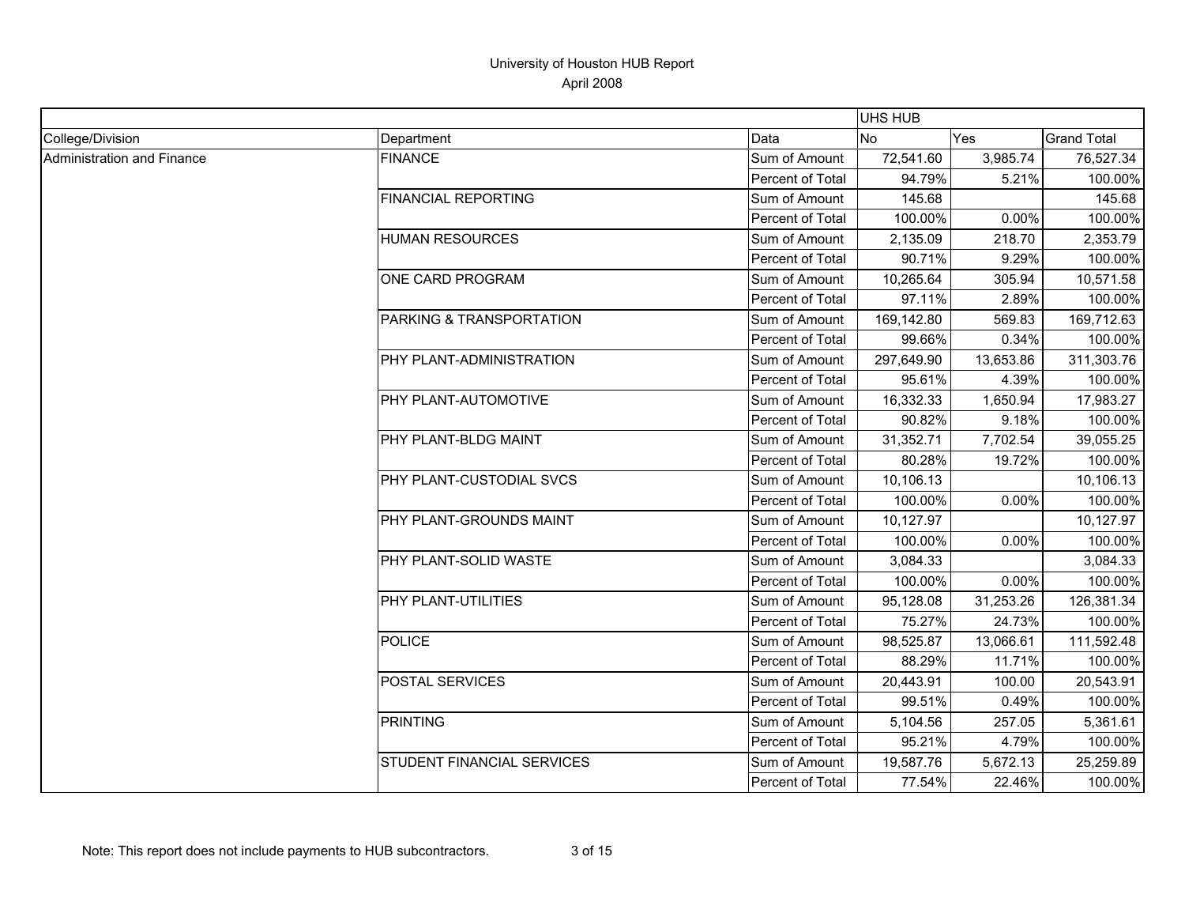# University of Houston HUB Report

April 2008

| | | | UHS HUB | | |
|---|---|---|---|---|---|
| College/Division | Department | Data | No | Yes | Grand Total |
| Administration and Finance | FINANCE | Sum of Amount | 72,541.60 | 3,985.74 | 76,527.34 |
| | | Percent of Total | 94.79% | 5.21% | 100.00% |
| | FINANCIAL REPORTING | Sum of Amount | 145.68 | | 145.68 |
| | | Percent of Total | 100.00% | 0.00% | 100.00% |
| | HUMAN RESOURCES | Sum of Amount | 2,135.09 | 218.70 | 2,353.79 |
| | | Percent of Total | 90.71% | 9.29% | 100.00% |
| | ONE CARD PROGRAM | Sum of Amount | 10,265.64 | 305.94 | 10,571.58 |
| | | Percent of Total | 97.11% | 2.89% | 100.00% |
| | PARKING & TRANSPORTATION | Sum of Amount | 169,142.80 | 569.83 | 169,712.63 |
| | | Percent of Total | 99.66% | 0.34% | 100.00% |
| | PHY PLANT-ADMINISTRATION | Sum of Amount | 297,649.90 | 13,653.86 | 311,303.76 |
| | | Percent of Total | 95.61% | 4.39% | 100.00% |
| | PHY PLANT-AUTOMOTIVE | Sum of Amount | 16,332.33 | 1,650.94 | 17,983.27 |
| | | Percent of Total | 90.82% | 9.18% | 100.00% |
| | PHY PLANT-BLDG MAINT | Sum of Amount | 31,352.71 | 7,702.54 | 39,055.25 |
| | | Percent of Total | 80.28% | 19.72% | 100.00% |
| | PHY PLANT-CUSTODIAL SVCS | Sum of Amount | 10,106.13 | | 10,106.13 |
| | | Percent of Total | 100.00% | 0.00% | 100.00% |
| | PHY PLANT-GROUNDS MAINT | Sum of Amount | 10,127.97 | | 10,127.97 |
| | | Percent of Total | 100.00% | 0.00% | 100.00% |
| | PHY PLANT-SOLID WASTE | Sum of Amount | 3,084.33 | | 3,084.33 |
| | | Percent of Total | 100.00% | 0.00% | 100.00% |
| | PHY PLANT-UTILITIES | Sum of Amount | 95,128.08 | 31,253.26 | 126,381.34 |
| | | Percent of Total | 75.27% | 24.73% | 100.00% |
| | POLICE | Sum of Amount | 98,525.87 | 13,066.61 | 111,592.48 |
| | | Percent of Total | 88.29% | 11.71% | 100.00% |
| | POSTAL SERVICES | Sum of Amount | 20,443.91 | 100.00 | 20,543.91 |
| | | Percent of Total | 99.51% | 0.49% | 100.00% |
| | PRINTING | Sum of Amount | 5,104.56 | 257.05 | 5,361.61 |
| | | Percent of Total | 95.21% | 4.79% | 100.00% |
| | STUDENT FINANCIAL SERVICES | Sum of Amount | 19,587.76 | 5,672.13 | 25,259.89 |
| | | Percent of Total | 77.54% | 22.46% | 100.00% |

Note: This report does not include payments to HUB subcontractors.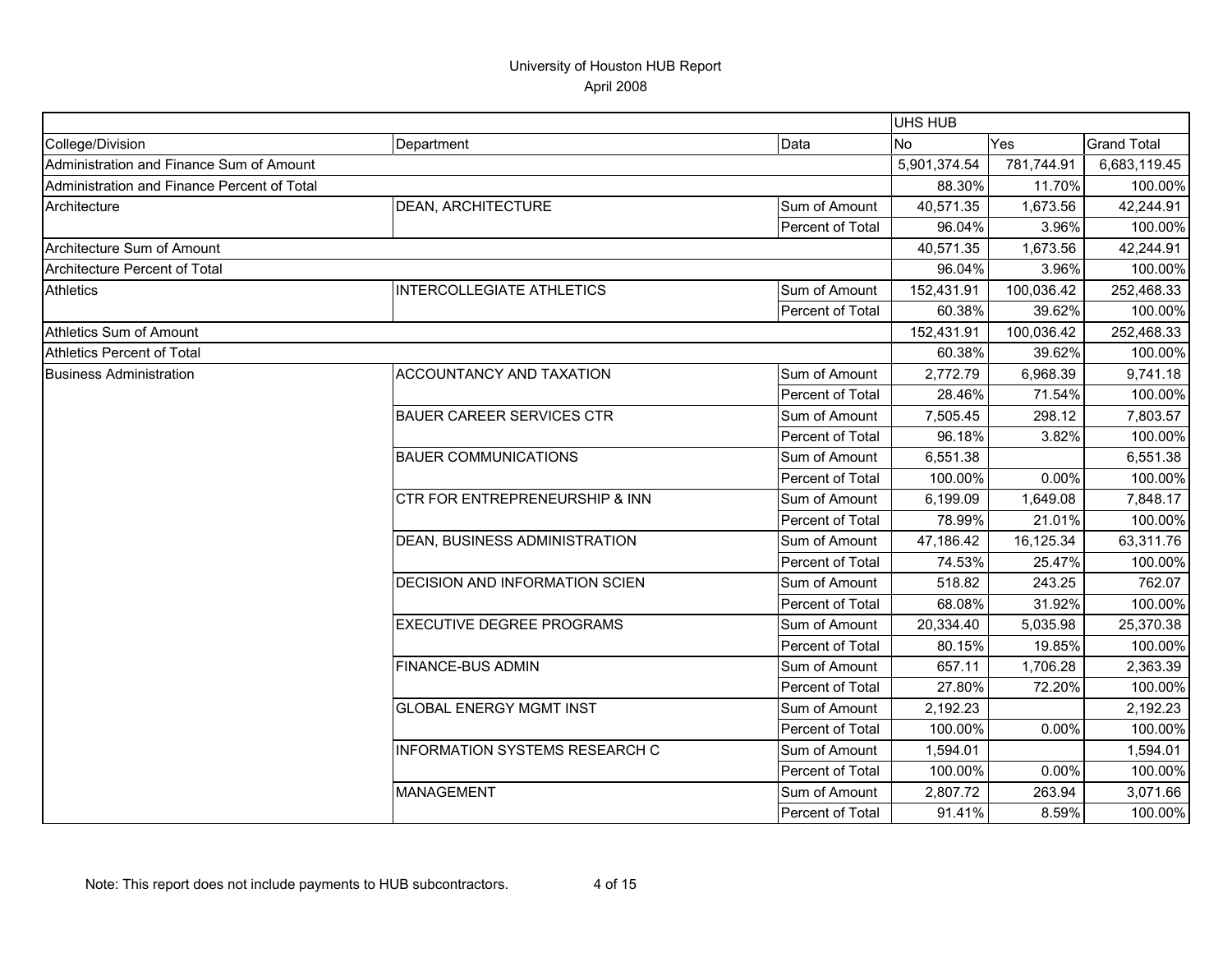# University of Houston HUB Report

April 2008

| | | | UHS HUB | | |
|---|---|---|---|---|---|
| College/Division | Department | Data | No | Yes | Grand Total |
| Administration and Finance Sum of Amount | | | 5,901,374.54 | 781,744.91 | 6,683,119.45 |
| Administration and Finance Percent of Total | | | 88.30% | 11.70% | 100.00% |
| Architecture | DEAN, ARCHITECTURE | Sum of Amount | 40,571.35 | 1,673.56 | 42,244.91 |
| | | Percent of Total | 96.04% | 3.96% | 100.00% |
| Architecture Sum of Amount | | | 40,571.35 | 1,673.56 | 42,244.91 |
| Architecture Percent of Total | | | 96.04% | 3.96% | 100.00% |
| Athletics | INTERCOLLEGIATE ATHLETICS | Sum of Amount | 152,431.91 | 100,036.42 | 252,468.33 |
| | | Percent of Total | 60.38% | 39.62% | 100.00% |
| Athletics Sum of Amount | | | 152,431.91 | 100,036.42 | 252,468.33 |
| Athletics Percent of Total | | | 60.38% | 39.62% | 100.00% |
| Business Administration | ACCOUNTANCY AND TAXATION | Sum of Amount | 2,772.79 | 6,968.39 | 9,741.18 |
| | | Percent of Total | 28.46% | 71.54% | 100.00% |
| | BAUER CAREER SERVICES CTR | Sum of Amount | 7,505.45 | 298.12 | 7,803.57 |
| | | Percent of Total | 96.18% | 3.82% | 100.00% |
| | BAUER COMMUNICATIONS | Sum of Amount | 6,551.38 | | 6,551.38 |
| | | Percent of Total | 100.00% | 0.00% | 100.00% |
| | CTR FOR ENTREPRENEURSHIP & INN | Sum of Amount | 6,199.09 | 1,649.08 | 7,848.17 |
| | | Percent of Total | 78.99% | 21.01% | 100.00% |
| | DEAN, BUSINESS ADMINISTRATION | Sum of Amount | 47,186.42 | 16,125.34 | 63,311.76 |
| | | Percent of Total | 74.53% | 25.47% | 100.00% |
| | DECISION AND INFORMATION SCIEN | Sum of Amount | 518.82 | 243.25 | 762.07 |
| | | Percent of Total | 68.08% | 31.92% | 100.00% |
| | EXECUTIVE DEGREE PROGRAMS | Sum of Amount | 20,334.40 | 5,035.98 | 25,370.38 |
| | | Percent of Total | 80.15% | 19.85% | 100.00% |
| | FINANCE-BUS ADMIN | Sum of Amount | 657.11 | 1,706.28 | 2,363.39 |
| | | Percent of Total | 27.80% | 72.20% | 100.00% |
| | GLOBAL ENERGY MGMT INST | Sum of Amount | 2,192.23 | | 2,192.23 |
| | | Percent of Total | 100.00% | 0.00% | 100.00% |
| | INFORMATION SYSTEMS RESEARCH C | Sum of Amount | 1,594.01 | | 1,594.01 |
| | | Percent of Total | 100.00% | 0.00% | 100.00% |
| | MANAGEMENT | Sum of Amount | 2,807.72 | 263.94 | 3,071.66 |
| | | Percent of Total | 91.41% | 8.59% | 100.00% |

Note: This report does not include payments to HUB subcontractors.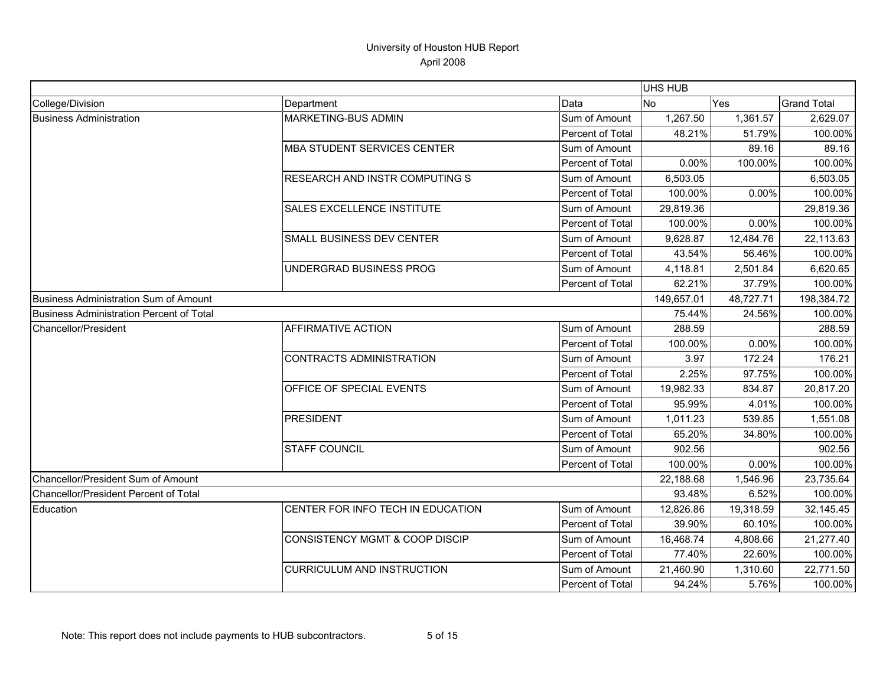# University of Houston HUB Report

April 2008

| | | | UHS HUB | | |
|---|---|---|---|---|---|
| College/Division | Department | Data | No | Yes | Grand Total |
| Business Administration | MARKETING-BUS ADMIN | Sum of Amount | 1,267.50 | 1,361.57 | 2,629.07 |
| | | Percent of Total | 48.21% | 51.79% | 100.00% |
| | MBA STUDENT SERVICES CENTER | Sum of Amount | | 89.16 | 89.16 |
| | | Percent of Total | 0.00% | 100.00% | 100.00% |
| | RESEARCH AND INSTR COMPUTING S | Sum of Amount | 6,503.05 | | 6,503.05 |
| | | Percent of Total | 100.00% | 0.00% | 100.00% |
| | SALES EXCELLENCE INSTITUTE | Sum of Amount | 29,819.36 | | 29,819.36 |
| | | Percent of Total | 100.00% | 0.00% | 100.00% |
| | SMALL BUSINESS DEV CENTER | Sum of Amount | 9,628.87 | 12,484.76 | 22,113.63 |
| | | Percent of Total | 43.54% | 56.46% | 100.00% |
| | UNDERGRAD BUSINESS PROG | Sum of Amount | 4,118.81 | 2,501.84 | 6,620.65 |
| | | Percent of Total | 62.21% | 37.79% | 100.00% |
| Business Administration Sum of Amount | | | 149,657.01 | 48,727.71 | 198,384.72 |
| Business Administration Percent of Total | | | 75.44% | 24.56% | 100.00% |
| Chancellor/President | AFFIRMATIVE ACTION | Sum of Amount | 288.59 | | 288.59 |
| | | Percent of Total | 100.00% | 0.00% | 100.00% |
| | CONTRACTS ADMINISTRATION | Sum of Amount | 3.97 | 172.24 | 176.21 |
| | | Percent of Total | 2.25% | 97.75% | 100.00% |
| | OFFICE OF SPECIAL EVENTS | Sum of Amount | 19,982.33 | 834.87 | 20,817.20 |
| | | Percent of Total | 95.99% | 4.01% | 100.00% |
| | PRESIDENT | Sum of Amount | 1,011.23 | 539.85 | 1,551.08 |
| | | Percent of Total | 65.20% | 34.80% | 100.00% |
| | STAFF COUNCIL | Sum of Amount | 902.56 | | 902.56 |
| | | Percent of Total | 100.00% | 0.00% | 100.00% |
| Chancellor/President Sum of Amount | | | 22,188.68 | 1,546.96 | 23,735.64 |
| Chancellor/President Percent of Total | | | 93.48% | 6.52% | 100.00% |
| Education | CENTER FOR INFO TECH IN EDUCATION | Sum of Amount | 12,826.86 | 19,318.59 | 32,145.45 |
| | | Percent of Total | 39.90% | 60.10% | 100.00% |
| | CONSISTENCY MGMT & COOP DISCIP | Sum of Amount | 16,468.74 | 4,808.66 | 21,277.40 |
| | | Percent of Total | 77.40% | 22.60% | 100.00% |
| | CURRICULUM AND INSTRUCTION | Sum of Amount | 21,460.90 | 1,310.60 | 22,771.50 |
| | | Percent of Total | 94.24% | 5.76% | 100.00% |

Note: This report does not include payments to HUB subcontractors.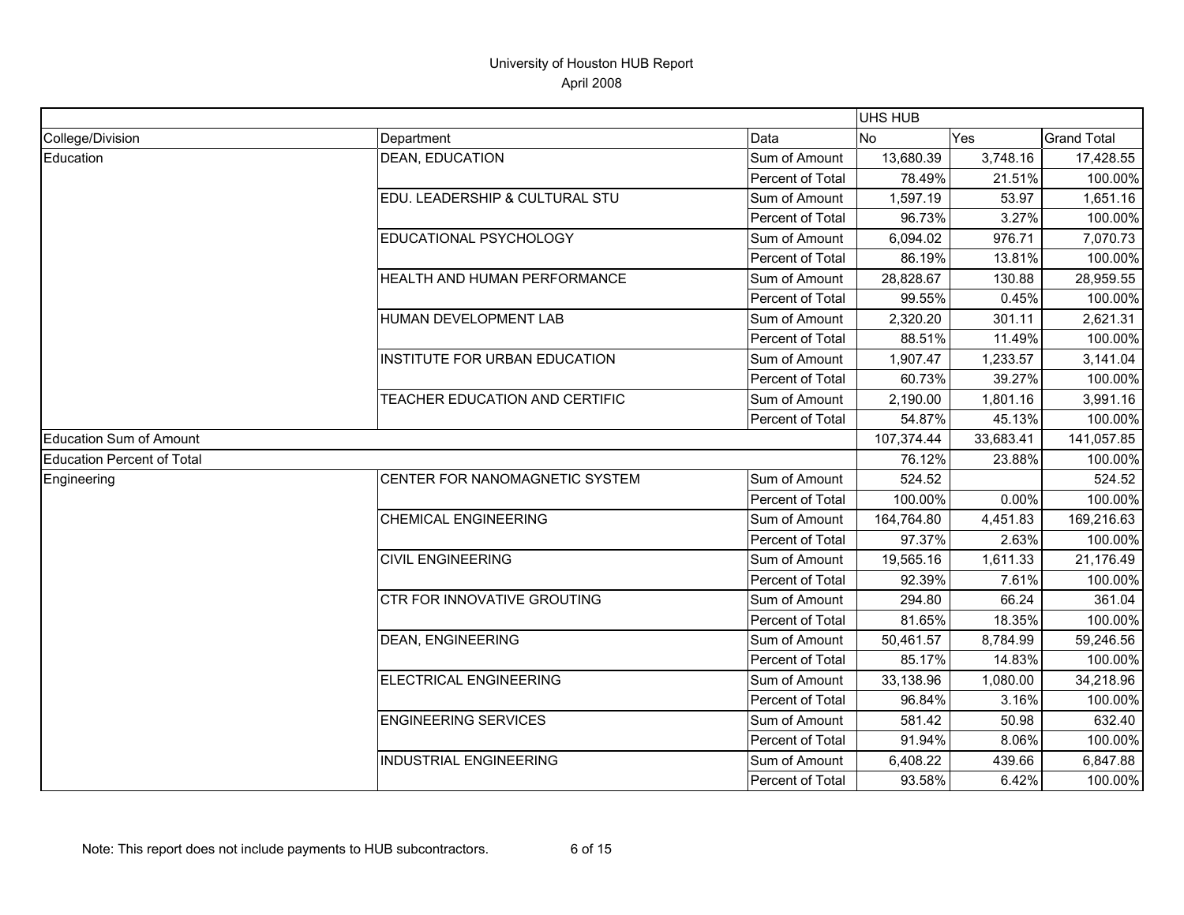# University of Houston HUB Report

April 2008

| | | | UHS HUB | | |
|---|---|---|---|---|---|
| College/Division | Department | Data | No | Yes | Grand Total |
| Education | DEAN, EDUCATION | Sum of Amount | 13,680.39 | 3,748.16 | 17,428.55 |
| | | Percent of Total | 78.49% | 21.51% | 100.00% |
| | EDU. LEADERSHIP & CULTURAL STU | Sum of Amount | 1,597.19 | 53.97 | 1,651.16 |
| | | Percent of Total | 96.73% | 3.27% | 100.00% |
| | EDUCATIONAL PSYCHOLOGY | Sum of Amount | 6,094.02 | 976.71 | 7,070.73 |
| | | Percent of Total | 86.19% | 13.81% | 100.00% |
| | HEALTH AND HUMAN PERFORMANCE | Sum of Amount | 28,828.67 | 130.88 | 28,959.55 |
| | | Percent of Total | 99.55% | 0.45% | 100.00% |
| | HUMAN DEVELOPMENT LAB | Sum of Amount | 2,320.20 | 301.11 | 2,621.31 |
| | | Percent of Total | 88.51% | 11.49% | 100.00% |
| | INSTITUTE FOR URBAN EDUCATION | Sum of Amount | 1,907.47 | 1,233.57 | 3,141.04 |
| | | Percent of Total | 60.73% | 39.27% | 100.00% |
| | TEACHER EDUCATION AND CERTIFIC | Sum of Amount | 2,190.00 | 1,801.16 | 3,991.16 |
| | | Percent of Total | 54.87% | 45.13% | 100.00% |
| Education Sum of Amount | | | 107,374.44 | 33,683.41 | 141,057.85 |
| Education Percent of Total | | | 76.12% | 23.88% | 100.00% |
| Engineering | CENTER FOR NANOMAGNETIC SYSTEM | Sum of Amount | 524.52 | | 524.52 |
| | | Percent of Total | 100.00% | 0.00% | 100.00% |
| | CHEMICAL ENGINEERING | Sum of Amount | 164,764.80 | 4,451.83 | 169,216.63 |
| | | Percent of Total | 97.37% | 2.63% | 100.00% |
| | CIVIL ENGINEERING | Sum of Amount | 19,565.16 | 1,611.33 | 21,176.49 |
| | | Percent of Total | 92.39% | 7.61% | 100.00% |
| | CTR FOR INNOVATIVE GROUTING | Sum of Amount | 294.80 | 66.24 | 361.04 |
| | | Percent of Total | 81.65% | 18.35% | 100.00% |
| | DEAN, ENGINEERING | Sum of Amount | 50,461.57 | 8,784.99 | 59,246.56 |
| | | Percent of Total | 85.17% | 14.83% | 100.00% |
| | ELECTRICAL ENGINEERING | Sum of Amount | 33,138.96 | 1,080.00 | 34,218.96 |
| | | Percent of Total | 96.84% | 3.16% | 100.00% |
| | ENGINEERING SERVICES | Sum of Amount | 581.42 | 50.98 | 632.40 |
| | | Percent of Total | 91.94% | 8.06% | 100.00% |
| | INDUSTRIAL ENGINEERING | Sum of Amount | 6,408.22 | 439.66 | 6,847.88 |
| | | Percent of Total | 93.58% | 6.42% | 100.00% |

Note: This report does not include payments to HUB subcontractors.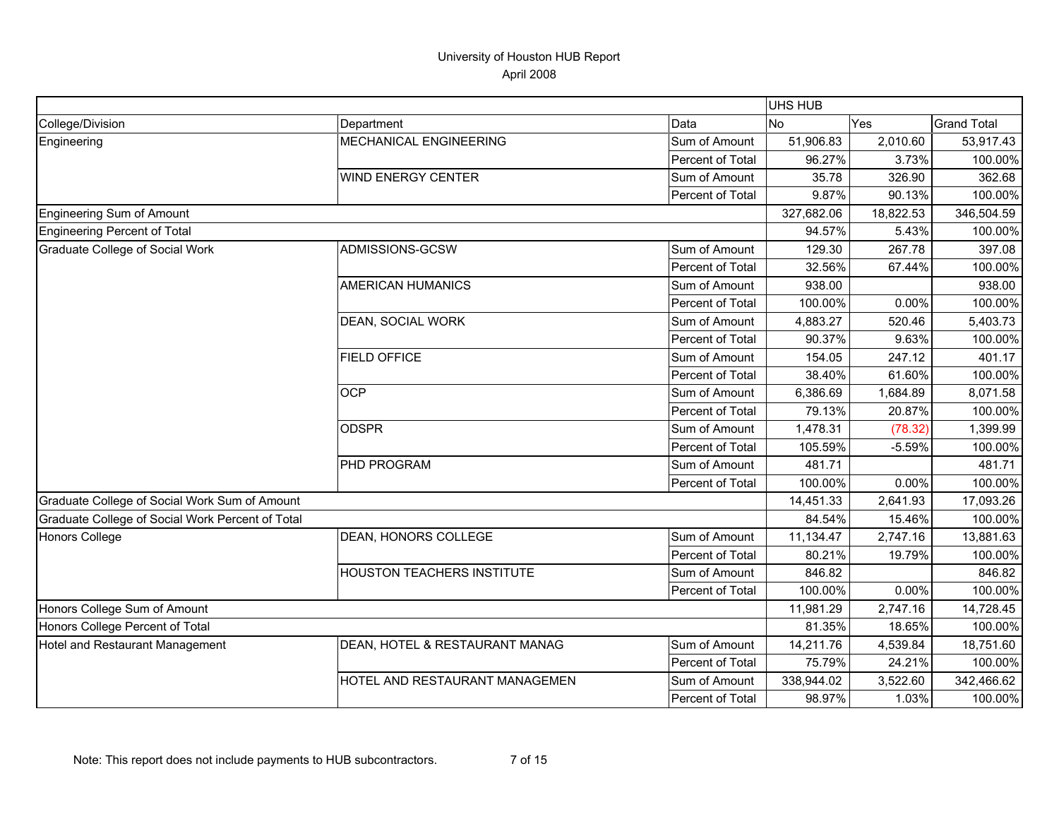# University of Houston HUB Report

April 2008

| | | | UHS HUB | | |
|---|---|---|---|---|---|
| College/Division | Department | Data | No | Yes | Grand Total |
| Engineering | MECHANICAL ENGINEERING | Sum of Amount | 51,906.83 | 2,010.60 | 53,917.43 |
| | | Percent of Total | 96.27% | 3.73% | 100.00% |
| | WIND ENERGY CENTER | Sum of Amount | 35.78 | 326.90 | 362.68 |
| | | Percent of Total | 9.87% | 90.13% | 100.00% |
| Engineering Sum of Amount | | | 327,682.06 | 18,822.53 | 346,504.59 |
| Engineering Percent of Total | | | 94.57% | 5.43% | 100.00% |
| Graduate College of Social Work | ADMISSIONS-GCSW | Sum of Amount | 129.30 | 267.78 | 397.08 |
| | | Percent of Total | 32.56% | 67.44% | 100.00% |
| | AMERICAN HUMANICS | Sum of Amount | 938.00 | | 938.00 |
| | | Percent of Total | 100.00% | 0.00% | 100.00% |
| | DEAN, SOCIAL WORK | Sum of Amount | 4,883.27 | 520.46 | 5,403.73 |
| | | Percent of Total | 90.37% | 9.63% | 100.00% |
| | FIELD OFFICE | Sum of Amount | 154.05 | 247.12 | 401.17 |
| | | Percent of Total | 38.40% | 61.60% | 100.00% |
| | OCP | Sum of Amount | 6,386.69 | 1,684.89 | 8,071.58 |
| | | Percent of Total | 79.13% | 20.87% | 100.00% |
| | ODSPR | Sum of Amount | 1,478.31 | (78.32) | 1,399.99 |
| | | Percent of Total | 105.59% | -5.59% | 100.00% |
| | PHD PROGRAM | Sum of Amount | 481.71 | | 481.71 |
| | | Percent of Total | 100.00% | 0.00% | 100.00% |
| Graduate College of Social Work Sum of Amount | | | 14,451.33 | 2,641.93 | 17,093.26 |
| Graduate College of Social Work Percent of Total | | | 84.54% | 15.46% | 100.00% |
| Honors College | DEAN, HONORS COLLEGE | Sum of Amount | 11,134.47 | 2,747.16 | 13,881.63 |
| | | Percent of Total | 80.21% | 19.79% | 100.00% |
| | HOUSTON TEACHERS INSTITUTE | Sum of Amount | 846.82 | | 846.82 |
| | | Percent of Total | 100.00% | 0.00% | 100.00% |
| Honors College Sum of Amount | | | 11,981.29 | 2,747.16 | 14,728.45 |
| Honors College Percent of Total | | | 81.35% | 18.65% | 100.00% |
| Hotel and Restaurant Management | DEAN, HOTEL & RESTAURANT MANAG | Sum of Amount | 14,211.76 | 4,539.84 | 18,751.60 |
| | | Percent of Total | 75.79% | 24.21% | 100.00% |
| | HOTEL AND RESTAURANT MANAGEMEN | Sum of Amount | 338,944.02 | 3,522.60 | 342,466.62 |
| | | Percent of Total | 98.97% | 1.03% | 100.00% |

Note: This report does not include payments to HUB subcontractors.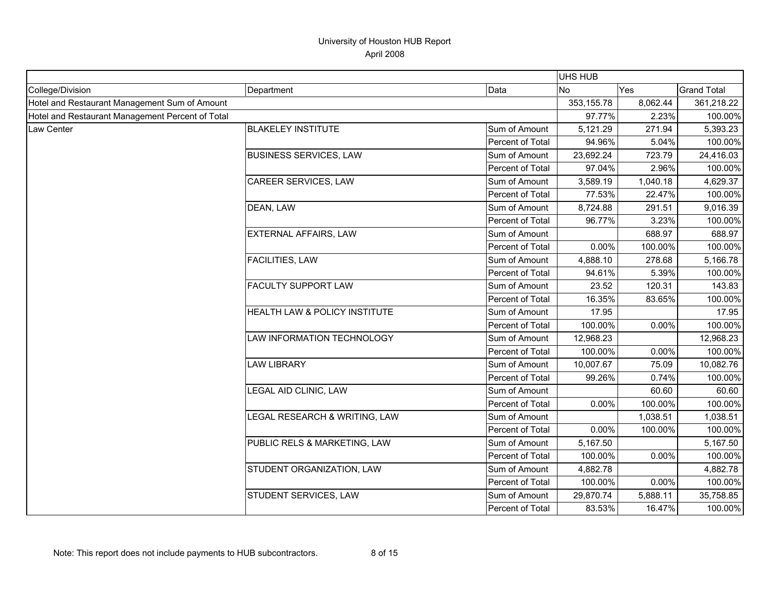# University of Houston HUB Report

April 2008

| | | | UHS HUB | | |
|---|---|---|---|---|---|
| College/Division | Department | Data | No | Yes | Grand Total |
| Hotel and Restaurant Management Sum of Amount | | | 353,155.78 | 8,062.44 | 361,218.22 |
| Hotel and Restaurant Management Percent of Total | | | 97.77% | 2.23% | 100.00% |
| Law Center | BLAKELEY INSTITUTE | Sum of Amount | 5,121.29 | 271.94 | 5,393.23 |
| | | Percent of Total | 94.96% | 5.04% | 100.00% |
| | BUSINESS SERVICES, LAW | Sum of Amount | 23,692.24 | 723.79 | 24,416.03 |
| | | Percent of Total | 97.04% | 2.96% | 100.00% |
| | CAREER SERVICES, LAW | Sum of Amount | 3,589.19 | 1,040.18 | 4,629.37 |
| | | Percent of Total | 77.53% | 22.47% | 100.00% |
| | DEAN, LAW | Sum of Amount | 8,724.88 | 291.51 | 9,016.39 |
| | | Percent of Total | 96.77% | 3.23% | 100.00% |
| | EXTERNAL AFFAIRS, LAW | Sum of Amount | | 688.97 | 688.97 |
| | | Percent of Total | 0.00% | 100.00% | 100.00% |
| | FACILITIES, LAW | Sum of Amount | 4,888.10 | 278.68 | 5,166.78 |
| | | Percent of Total | 94.61% | 5.39% | 100.00% |
| | FACULTY SUPPORT LAW | Sum of Amount | 23.52 | 120.31 | 143.83 |
| | | Percent of Total | 16.35% | 83.65% | 100.00% |
| | HEALTH LAW & POLICY INSTITUTE | Sum of Amount | 17.95 | | 17.95 |
| | | Percent of Total | 100.00% | 0.00% | 100.00% |
| | LAW INFORMATION TECHNOLOGY | Sum of Amount | 12,968.23 | | 12,968.23 |
| | | Percent of Total | 100.00% | 0.00% | 100.00% |
| | LAW LIBRARY | Sum of Amount | 10,007.67 | 75.09 | 10,082.76 |
| | | Percent of Total | 99.26% | 0.74% | 100.00% |
| | LEGAL AID CLINIC, LAW | Sum of Amount | | 60.60 | 60.60 |
| | | Percent of Total | 0.00% | 100.00% | 100.00% |
| | LEGAL RESEARCH & WRITING, LAW | Sum of Amount | | 1,038.51 | 1,038.51 |
| | | Percent of Total | 0.00% | 100.00% | 100.00% |
| | PUBLIC RELS & MARKETING, LAW | Sum of Amount | 5,167.50 | | 5,167.50 |
| | | Percent of Total | 100.00% | 0.00% | 100.00% |
| | STUDENT ORGANIZATION, LAW | Sum of Amount | 4,882.78 | | 4,882.78 |
| | | Percent of Total | 100.00% | 0.00% | 100.00% |
| | STUDENT SERVICES, LAW | Sum of Amount | 29,870.74 | 5,888.11 | 35,758.85 |
| | | Percent of Total | 83.53% | 16.47% | 100.00% |

Note: This report does not include payments to HUB subcontractors.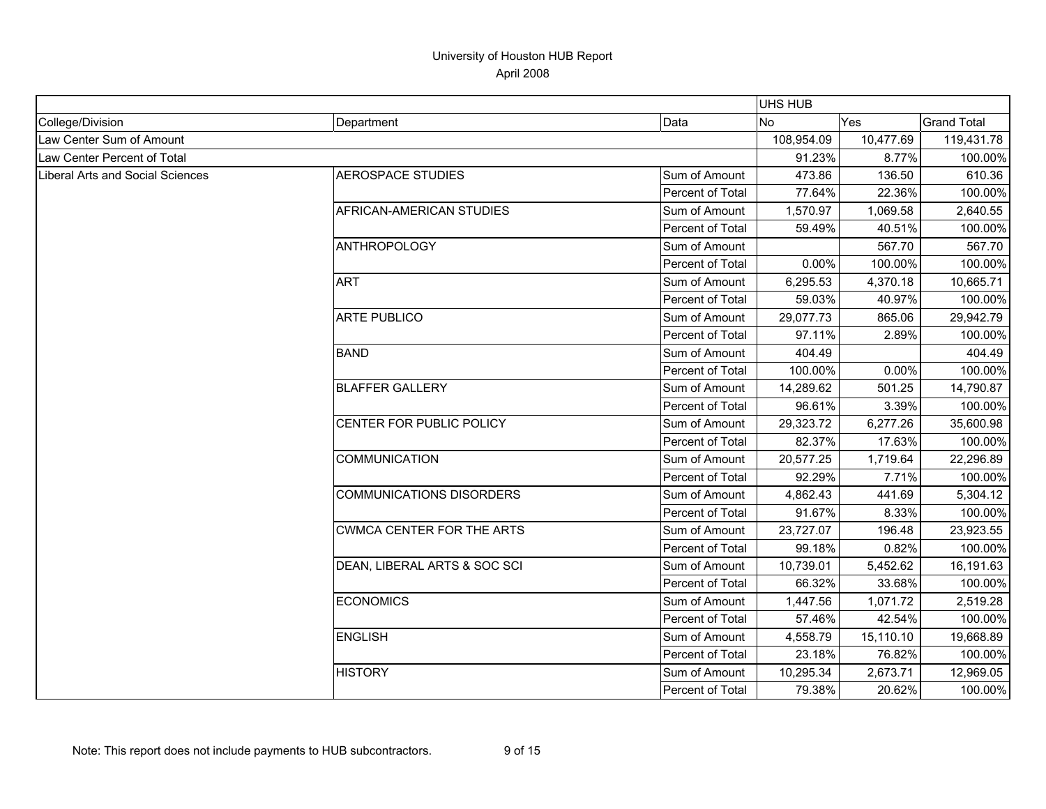# University of Houston HUB Report
April 2008

| | | | UHS HUB | | |
|---|---|---|---|---|---|
| College/Division | Department | Data | No | Yes | Grand Total |
| Law Center Sum of Amount | | | 108,954.09 | 10,477.69 | 119,431.78 |
| Law Center Percent of Total | | | 91.23% | 8.77% | 100.00% |
| Liberal Arts and Social Sciences | AEROSPACE STUDIES | Sum of Amount | 473.86 | 136.50 | 610.36 |
| | | Percent of Total | 77.64% | 22.36% | 100.00% |
| | AFRICAN-AMERICAN STUDIES | Sum of Amount | 1,570.97 | 1,069.58 | 2,640.55 |
| | | Percent of Total | 59.49% | 40.51% | 100.00% |
| | ANTHROPOLOGY | Sum of Amount | | 567.70 | 567.70 |
| | | Percent of Total | 0.00% | 100.00% | 100.00% |
| | ART | Sum of Amount | 6,295.53 | 4,370.18 | 10,665.71 |
| | | Percent of Total | 59.03% | 40.97% | 100.00% |
| | ARTE PUBLICO | Sum of Amount | 29,077.73 | 865.06 | 29,942.79 |
| | | Percent of Total | 97.11% | 2.89% | 100.00% |
| | BAND | Sum of Amount | 404.49 | | 404.49 |
| | | Percent of Total | 100.00% | 0.00% | 100.00% |
| | BLAFFER GALLERY | Sum of Amount | 14,289.62 | 501.25 | 14,790.87 |
| | | Percent of Total | 96.61% | 3.39% | 100.00% |
| | CENTER FOR PUBLIC POLICY | Sum of Amount | 29,323.72 | 6,277.26 | 35,600.98 |
| | | Percent of Total | 82.37% | 17.63% | 100.00% |
| | COMMUNICATION | Sum of Amount | 20,577.25 | 1,719.64 | 22,296.89 |
| | | Percent of Total | 92.29% | 7.71% | 100.00% |
| | COMMUNICATIONS DISORDERS | Sum of Amount | 4,862.43 | 441.69 | 5,304.12 |
| | | Percent of Total | 91.67% | 8.33% | 100.00% |
| | CWMCA CENTER FOR THE ARTS | Sum of Amount | 23,727.07 | 196.48 | 23,923.55 |
| | | Percent of Total | 99.18% | 0.82% | 100.00% |
| | DEAN, LIBERAL ARTS & SOC SCI | Sum of Amount | 10,739.01 | 5,452.62 | 16,191.63 |
| | | Percent of Total | 66.32% | 33.68% | 100.00% |
| | ECONOMICS | Sum of Amount | 1,447.56 | 1,071.72 | 2,519.28 |
| | | Percent of Total | 57.46% | 42.54% | 100.00% |
| | ENGLISH | Sum of Amount | 4,558.79 | 15,110.10 | 19,668.89 |
| | | Percent of Total | 23.18% | 76.82% | 100.00% |
| | HISTORY | Sum of Amount | 10,295.34 | 2,673.71 | 12,969.05 |
| | | Percent of Total | 79.38% | 20.62% | 100.00% |

Note: This report does not include payments to HUB subcontractors.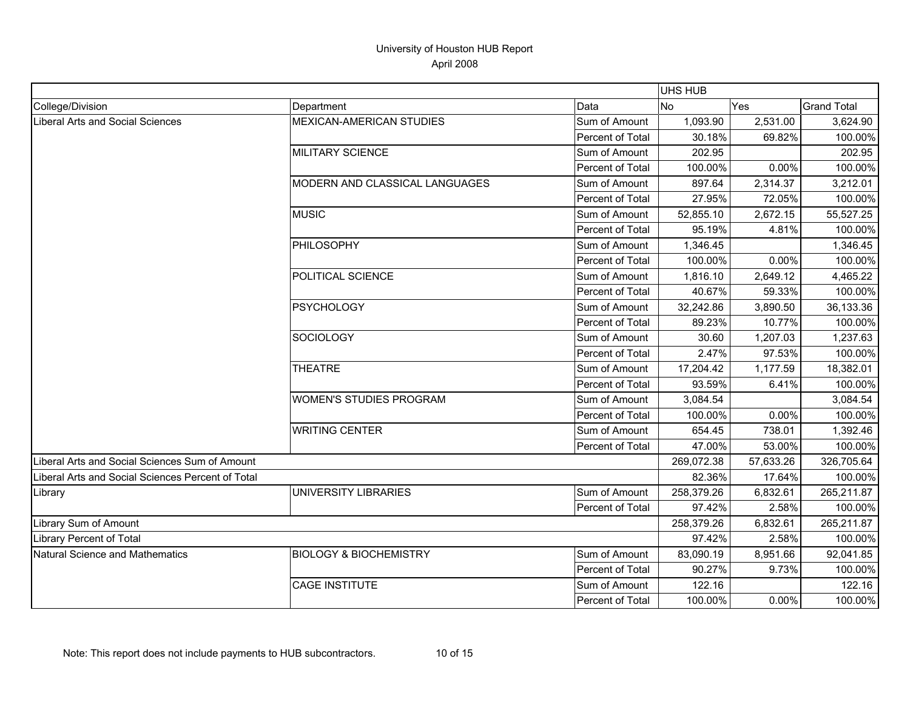# University of Houston HUB Report

April 2008

| | | | UHS HUB | | |
|---|---|---|---|---|---|
| College/Division | Department | Data | No | Yes | Grand Total |
| Liberal Arts and Social Sciences | MEXICAN-AMERICAN STUDIES | Sum of Amount | 1,093.90 | 2,531.00 | 3,624.90 |
| | | Percent of Total | 30.18% | 69.82% | 100.00% |
| | MILITARY SCIENCE | Sum of Amount | 202.95 | | 202.95 |
| | | Percent of Total | 100.00% | 0.00% | 100.00% |
| | MODERN AND CLASSICAL LANGUAGES | Sum of Amount | 897.64 | 2,314.37 | 3,212.01 |
| | | Percent of Total | 27.95% | 72.05% | 100.00% |
| | MUSIC | Sum of Amount | 52,855.10 | 2,672.15 | 55,527.25 |
| | | Percent of Total | 95.19% | 4.81% | 100.00% |
| | PHILOSOPHY | Sum of Amount | 1,346.45 | | 1,346.45 |
| | | Percent of Total | 100.00% | 0.00% | 100.00% |
| | POLITICAL SCIENCE | Sum of Amount | 1,816.10 | 2,649.12 | 4,465.22 |
| | | Percent of Total | 40.67% | 59.33% | 100.00% |
| | PSYCHOLOGY | Sum of Amount | 32,242.86 | 3,890.50 | 36,133.36 |
| | | Percent of Total | 89.23% | 10.77% | 100.00% |
| | SOCIOLOGY | Sum of Amount | 30.60 | 1,207.03 | 1,237.63 |
| | | Percent of Total | 2.47% | 97.53% | 100.00% |
| | THEATRE | Sum of Amount | 17,204.42 | 1,177.59 | 18,382.01 |
| | | Percent of Total | 93.59% | 6.41% | 100.00% |
| | WOMEN'S STUDIES PROGRAM | Sum of Amount | 3,084.54 | | 3,084.54 |
| | | Percent of Total | 100.00% | 0.00% | 100.00% |
| | WRITING CENTER | Sum of Amount | 654.45 | 738.01 | 1,392.46 |
| | | Percent of Total | 47.00% | 53.00% | 100.00% |
| Liberal Arts and Social Sciences Sum of Amount | | | 269,072.38 | 57,633.26 | 326,705.64 |
| Liberal Arts and Social Sciences Percent of Total | | | 82.36% | 17.64% | 100.00% |
| Library | UNIVERSITY LIBRARIES | Sum of Amount | 258,379.26 | 6,832.61 | 265,211.87 |
| | | Percent of Total | 97.42% | 2.58% | 100.00% |
| Library Sum of Amount | | | 258,379.26 | 6,832.61 | 265,211.87 |
| Library Percent of Total | | | 97.42% | 2.58% | 100.00% |
| Natural Science and Mathematics | BIOLOGY & BIOCHEMISTRY | Sum of Amount | 83,090.19 | 8,951.66 | 92,041.85 |
| | | Percent of Total | 90.27% | 9.73% | 100.00% |
| | CAGE INSTITUTE | Sum of Amount | 122.16 | | 122.16 |
| | | Percent of Total | 100.00% | 0.00% | 100.00% |

Note: This report does not include payments to HUB subcontractors.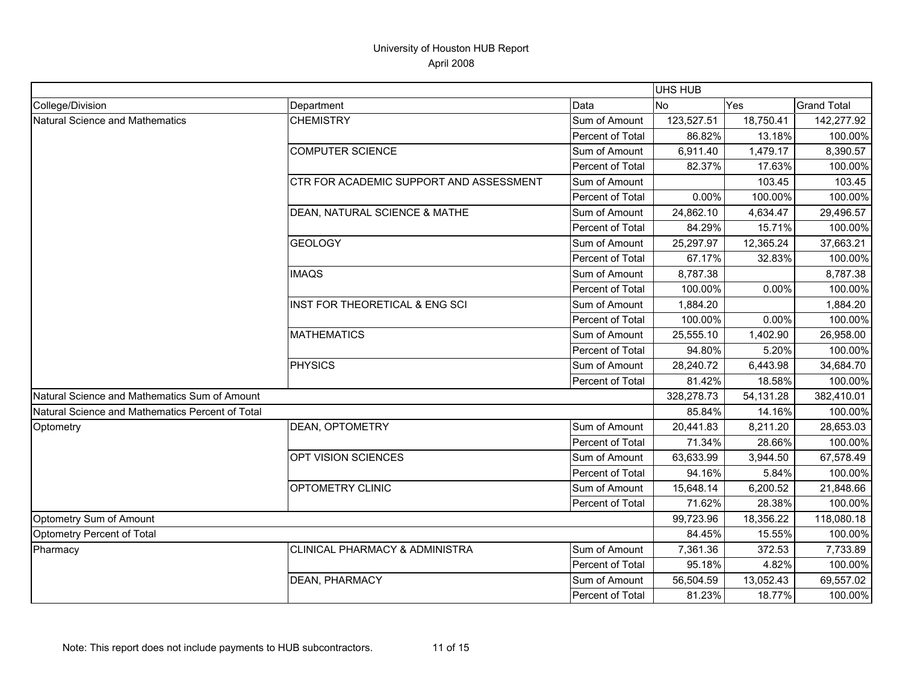# University of Houston HUB Report

April 2008

| | | | UHS HUB | | |
|---|---|---|---|---|---|
| College/Division | Department | Data | No | Yes | Grand Total |
| Natural Science and Mathematics | CHEMISTRY | Sum of Amount | 123,527.51 | 18,750.41 | 142,277.92 |
| | | Percent of Total | 86.82% | 13.18% | 100.00% |
| | COMPUTER SCIENCE | Sum of Amount | 6,911.40 | 1,479.17 | 8,390.57 |
| | | Percent of Total | 82.37% | 17.63% | 100.00% |
| | CTR FOR ACADEMIC SUPPORT AND ASSESSMENT | Sum of Amount | | 103.45 | 103.45 |
| | | Percent of Total | 0.00% | 100.00% | 100.00% |
| | DEAN, NATURAL SCIENCE & MATHE | Sum of Amount | 24,862.10 | 4,634.47 | 29,496.57 |
| | | Percent of Total | 84.29% | 15.71% | 100.00% |
| | GEOLOGY | Sum of Amount | 25,297.97 | 12,365.24 | 37,663.21 |
| | | Percent of Total | 67.17% | 32.83% | 100.00% |
| | IMAQS | Sum of Amount | 8,787.38 | | 8,787.38 |
| | | Percent of Total | 100.00% | 0.00% | 100.00% |
| | INST FOR THEORETICAL & ENG SCI | Sum of Amount | 1,884.20 | | 1,884.20 |
| | | Percent of Total | 100.00% | 0.00% | 100.00% |
| | MATHEMATICS | Sum of Amount | 25,555.10 | 1,402.90 | 26,958.00 |
| | | Percent of Total | 94.80% | 5.20% | 100.00% |
| | PHYSICS | Sum of Amount | 28,240.72 | 6,443.98 | 34,684.70 |
| | | Percent of Total | 81.42% | 18.58% | 100.00% |
| Natural Science and Mathematics Sum of Amount | | | 328,278.73 | 54,131.28 | 382,410.01 |
| Natural Science and Mathematics Percent of Total | | | 85.84% | 14.16% | 100.00% |
| Optometry | DEAN, OPTOMETRY | Sum of Amount | 20,441.83 | 8,211.20 | 28,653.03 |
| | | Percent of Total | 71.34% | 28.66% | 100.00% |
| | OPT VISION SCIENCES | Sum of Amount | 63,633.99 | 3,944.50 | 67,578.49 |
| | | Percent of Total | 94.16% | 5.84% | 100.00% |
| | OPTOMETRY CLINIC | Sum of Amount | 15,648.14 | 6,200.52 | 21,848.66 |
| | | Percent of Total | 71.62% | 28.38% | 100.00% |
| Optometry Sum of Amount | | | 99,723.96 | 18,356.22 | 118,080.18 |
| Optometry Percent of Total | | | 84.45% | 15.55% | 100.00% |
| Pharmacy | CLINICAL PHARMACY & ADMINISTRA | Sum of Amount | 7,361.36 | 372.53 | 7,733.89 |
| | | Percent of Total | 95.18% | 4.82% | 100.00% |
| | DEAN, PHARMACY | Sum of Amount | 56,504.59 | 13,052.43 | 69,557.02 |
| | | Percent of Total | 81.23% | 18.77% | 100.00% |

Note: This report does not include payments to HUB subcontractors.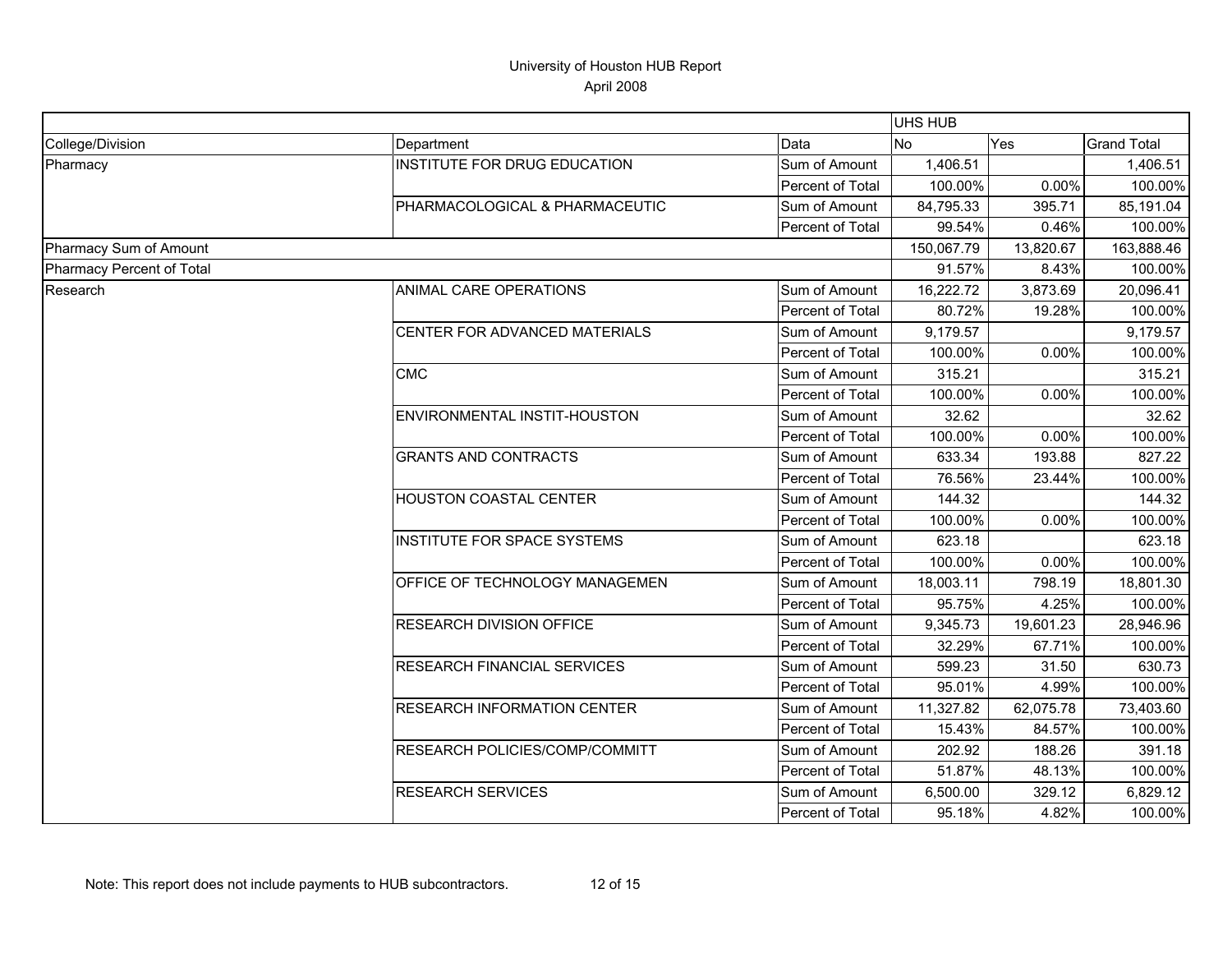University of Houston HUB Report
April 2008

| | | | UHS HUB | | |
|---|---|---|---|---|---|
| College/Division | Department | Data | No | Yes | Grand Total |
| Pharmacy | INSTITUTE FOR DRUG EDUCATION | Sum of Amount | 1,406.51 | | 1,406.51 |
| | | Percent of Total | 100.00% | 0.00% | 100.00% |
| | PHARMACOLOGICAL & PHARMACEUTIC | Sum of Amount | 84,795.33 | 395.71 | 85,191.04 |
| | | Percent of Total | 99.54% | 0.46% | 100.00% |
| Pharmacy Sum of Amount | | | 150,067.79 | 13,820.67 | 163,888.46 |
| Pharmacy Percent of Total | | | 91.57% | 8.43% | 100.00% |
| Research | ANIMAL CARE OPERATIONS | Sum of Amount | 16,222.72 | 3,873.69 | 20,096.41 |
| | | Percent of Total | 80.72% | 19.28% | 100.00% |
| | CENTER FOR ADVANCED MATERIALS | Sum of Amount | 9,179.57 | | 9,179.57 |
| | | Percent of Total | 100.00% | 0.00% | 100.00% |
| | CMC | Sum of Amount | 315.21 | | 315.21 |
| | | Percent of Total | 100.00% | 0.00% | 100.00% |
| | ENVIRONMENTAL INSTIT-HOUSTON | Sum of Amount | 32.62 | | 32.62 |
| | | Percent of Total | 100.00% | 0.00% | 100.00% |
| | GRANTS AND CONTRACTS | Sum of Amount | 633.34 | 193.88 | 827.22 |
| | | Percent of Total | 76.56% | 23.44% | 100.00% |
| | HOUSTON COASTAL CENTER | Sum of Amount | 144.32 | | 144.32 |
| | | Percent of Total | 100.00% | 0.00% | 100.00% |
| | INSTITUTE FOR SPACE SYSTEMS | Sum of Amount | 623.18 | | 623.18 |
| | | Percent of Total | 100.00% | 0.00% | 100.00% |
| | OFFICE OF TECHNOLOGY MANAGEMEN | Sum of Amount | 18,003.11 | 798.19 | 18,801.30 |
| | | Percent of Total | 95.75% | 4.25% | 100.00% |
| | RESEARCH DIVISION OFFICE | Sum of Amount | 9,345.73 | 19,601.23 | 28,946.96 |
| | | Percent of Total | 32.29% | 67.71% | 100.00% |
| | RESEARCH FINANCIAL SERVICES | Sum of Amount | 599.23 | 31.50 | 630.73 |
| | | Percent of Total | 95.01% | 4.99% | 100.00% |
| | RESEARCH INFORMATION CENTER | Sum of Amount | 11,327.82 | 62,075.78 | 73,403.60 |
| | | Percent of Total | 15.43% | 84.57% | 100.00% |
| | RESEARCH POLICIES/COMP/COMMITT | Sum of Amount | 202.92 | 188.26 | 391.18 |
| | | Percent of Total | 51.87% | 48.13% | 100.00% |
| | RESEARCH SERVICES | Sum of Amount | 6,500.00 | 329.12 | 6,829.12 |
| | | Percent of Total | 95.18% | 4.82% | 100.00% |

Note: This report does not include payments to HUB subcontractors.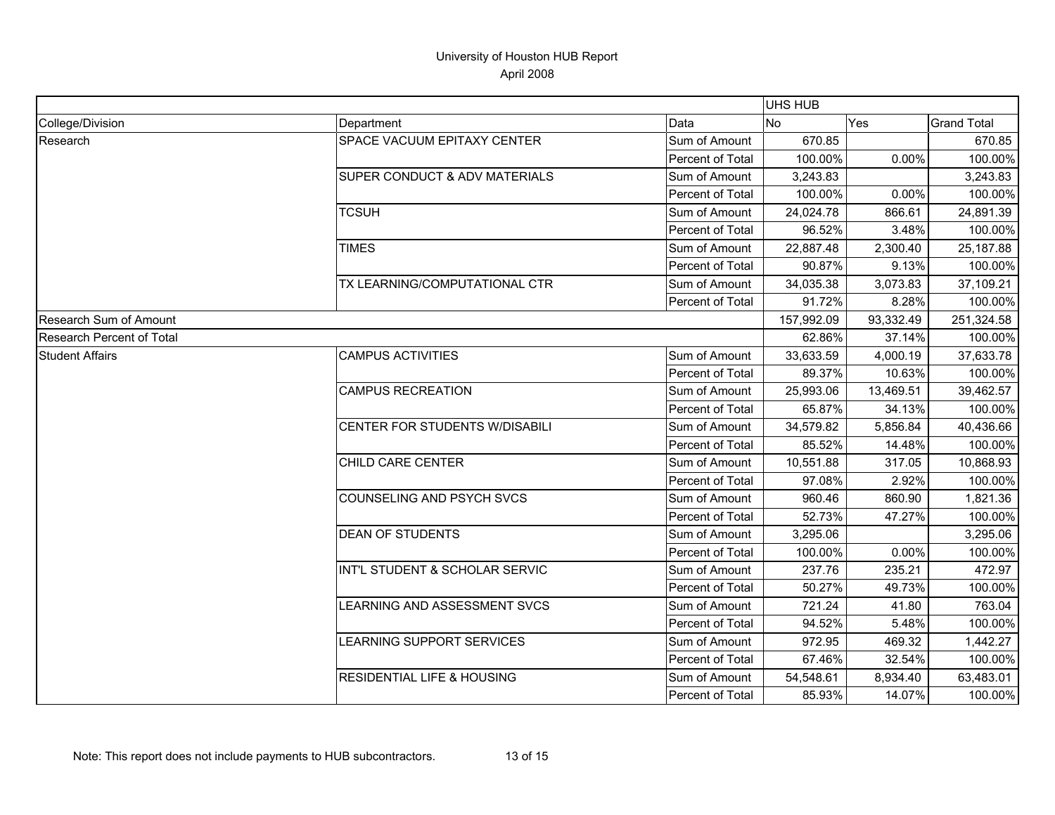# University of Houston HUB Report

April 2008

| | | | UHS HUB | | |
|---|---|---|---|---|---|
| College/Division | Department | Data | No | Yes | Grand Total |
| Research | SPACE VACUUM EPITAXY CENTER | Sum of Amount | 670.85 | | 670.85 |
| | | Percent of Total | 100.00% | 0.00% | 100.00% |
| | SUPER CONDUCT & ADV MATERIALS | Sum of Amount | 3,243.83 | | 3,243.83 |
| | | Percent of Total | 100.00% | 0.00% | 100.00% |
| | TCSUH | Sum of Amount | 24,024.78 | 866.61 | 24,891.39 |
| | | Percent of Total | 96.52% | 3.48% | 100.00% |
| | TIMES | Sum of Amount | 22,887.48 | 2,300.40 | 25,187.88 |
| | | Percent of Total | 90.87% | 9.13% | 100.00% |
| | TX LEARNING/COMPUTATIONAL CTR | Sum of Amount | 34,035.38 | 3,073.83 | 37,109.21 |
| | | Percent of Total | 91.72% | 8.28% | 100.00% |
| Research Sum of Amount | | | 157,992.09 | 93,332.49 | 251,324.58 |
| Research Percent of Total | | | 62.86% | 37.14% | 100.00% |
| Student Affairs | CAMPUS ACTIVITIES | Sum of Amount | 33,633.59 | 4,000.19 | 37,633.78 |
| | | Percent of Total | 89.37% | 10.63% | 100.00% |
| | CAMPUS RECREATION | Sum of Amount | 25,993.06 | 13,469.51 | 39,462.57 |
| | | Percent of Total | 65.87% | 34.13% | 100.00% |
| | CENTER FOR STUDENTS W/DISABILI | Sum of Amount | 34,579.82 | 5,856.84 | 40,436.66 |
| | | Percent of Total | 85.52% | 14.48% | 100.00% |
| | CHILD CARE CENTER | Sum of Amount | 10,551.88 | 317.05 | 10,868.93 |
| | | Percent of Total | 97.08% | 2.92% | 100.00% |
| | COUNSELING AND PSYCH SVCS | Sum of Amount | 960.46 | 860.90 | 1,821.36 |
| | | Percent of Total | 52.73% | 47.27% | 100.00% |
| | DEAN OF STUDENTS | Sum of Amount | 3,295.06 | | 3,295.06 |
| | | Percent of Total | 100.00% | 0.00% | 100.00% |
| | INT'L STUDENT & SCHOLAR SERVIC | Sum of Amount | 237.76 | 235.21 | 472.97 |
| | | Percent of Total | 50.27% | 49.73% | 100.00% |
| | LEARNING AND ASSESSMENT SVCS | Sum of Amount | 721.24 | 41.80 | 763.04 |
| | | Percent of Total | 94.52% | 5.48% | 100.00% |
| | LEARNING SUPPORT SERVICES | Sum of Amount | 972.95 | 469.32 | 1,442.27 |
| | | Percent of Total | 67.46% | 32.54% | 100.00% |
| | RESIDENTIAL LIFE & HOUSING | Sum of Amount | 54,548.61 | 8,934.40 | 63,483.01 |
| | | Percent of Total | 85.93% | 14.07% | 100.00% |

Note: This report does not include payments to HUB subcontractors.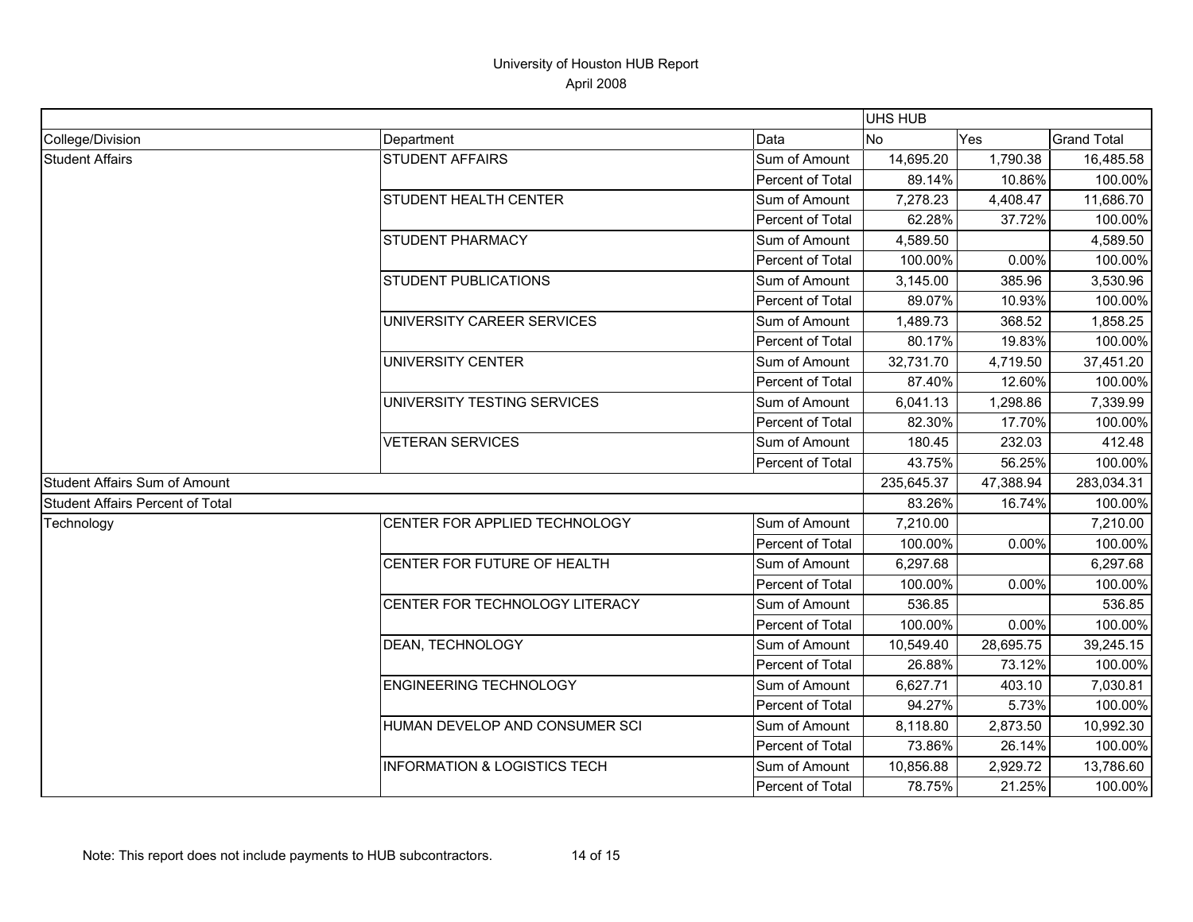# University of Houston HUB Report

April 2008

| | | | UHS HUB | | |
|---|---|---|---|---|---|
| College/Division | Department | Data | No | Yes | Grand Total |
| Student Affairs | STUDENT AFFAIRS | Sum of Amount | 14,695.20 | 1,790.38 | 16,485.58 |
| | | Percent of Total | 89.14% | 10.86% | 100.00% |
| | STUDENT HEALTH CENTER | Sum of Amount | 7,278.23 | 4,408.47 | 11,686.70 |
| | | Percent of Total | 62.28% | 37.72% | 100.00% |
| | STUDENT PHARMACY | Sum of Amount | 4,589.50 | | 4,589.50 |
| | | Percent of Total | 100.00% | 0.00% | 100.00% |
| | STUDENT PUBLICATIONS | Sum of Amount | 3,145.00 | 385.96 | 3,530.96 |
| | | Percent of Total | 89.07% | 10.93% | 100.00% |
| | UNIVERSITY CAREER SERVICES | Sum of Amount | 1,489.73 | 368.52 | 1,858.25 |
| | | Percent of Total | 80.17% | 19.83% | 100.00% |
| | UNIVERSITY CENTER | Sum of Amount | 32,731.70 | 4,719.50 | 37,451.20 |
| | | Percent of Total | 87.40% | 12.60% | 100.00% |
| | UNIVERSITY TESTING SERVICES | Sum of Amount | 6,041.13 | 1,298.86 | 7,339.99 |
| | | Percent of Total | 82.30% | 17.70% | 100.00% |
| | VETERAN SERVICES | Sum of Amount | 180.45 | 232.03 | 412.48 |
| | | Percent of Total | 43.75% | 56.25% | 100.00% |
| Student Affairs Sum of Amount | | | 235,645.37 | 47,388.94 | 283,034.31 |
| Student Affairs Percent of Total | | | 83.26% | 16.74% | 100.00% |
| Technology | CENTER FOR APPLIED TECHNOLOGY | Sum of Amount | 7,210.00 | | 7,210.00 |
| | | Percent of Total | 100.00% | 0.00% | 100.00% |
| | CENTER FOR FUTURE OF HEALTH | Sum of Amount | 6,297.68 | | 6,297.68 |
| | | Percent of Total | 100.00% | 0.00% | 100.00% |
| | CENTER FOR TECHNOLOGY LITERACY | Sum of Amount | 536.85 | | 536.85 |
| | | Percent of Total | 100.00% | 0.00% | 100.00% |
| | DEAN, TECHNOLOGY | Sum of Amount | 10,549.40 | 28,695.75 | 39,245.15 |
| | | Percent of Total | 26.88% | 73.12% | 100.00% |
| | ENGINEERING TECHNOLOGY | Sum of Amount | 6,627.71 | 403.10 | 7,030.81 |
| | | Percent of Total | 94.27% | 5.73% | 100.00% |
| | HUMAN DEVELOP AND CONSUMER SCI | Sum of Amount | 8,118.80 | 2,873.50 | 10,992.30 |
| | | Percent of Total | 73.86% | 26.14% | 100.00% |
| | INFORMATION & LOGISTICS TECH | Sum of Amount | 10,856.88 | 2,929.72 | 13,786.60 |
| | | Percent of Total | 78.75% | 21.25% | 100.00% |

Note: This report does not include payments to HUB subcontractors.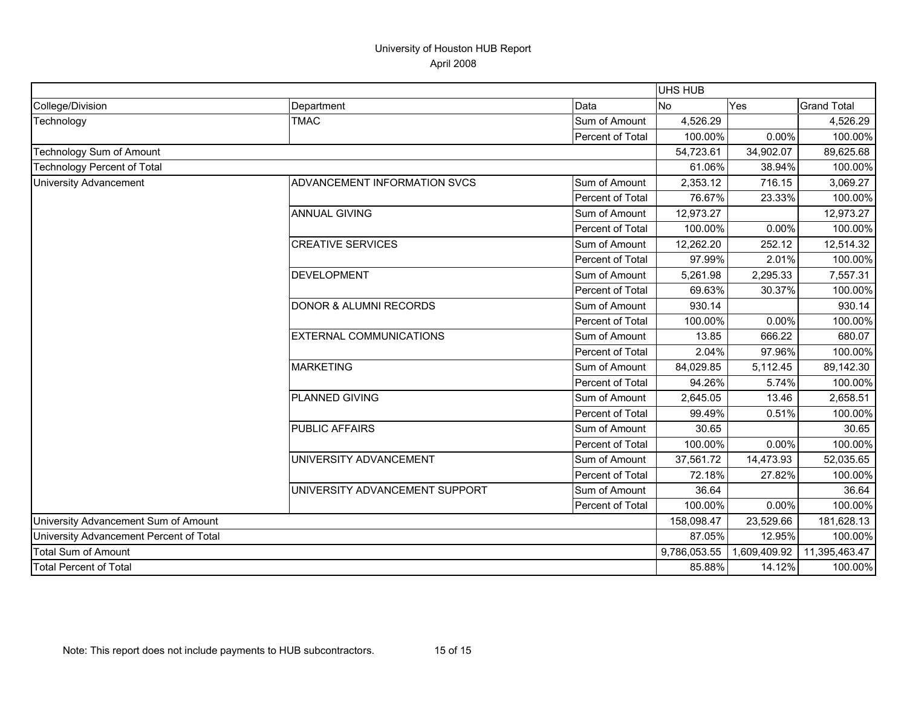University of Houston HUB Report
April 2008

| | | | UHS HUB | | |
|---|---|---|---|---|---|
| College/Division | Department | Data | No | Yes | Grand Total |
| Technology | TMAC | Sum of Amount | 4,526.29 | | 4,526.29 |
| | | Percent of Total | 100.00% | 0.00% | 100.00% |
| Technology Sum of Amount | | | 54,723.61 | 34,902.07 | 89,625.68 |
| Technology Percent of Total | | | 61.06% | 38.94% | 100.00% |
| University Advancement | ADVANCEMENT INFORMATION SVCS | Sum of Amount | 2,353.12 | 716.15 | 3,069.27 |
| | | Percent of Total | 76.67% | 23.33% | 100.00% |
| | ANNUAL GIVING | Sum of Amount | 12,973.27 | | 12,973.27 |
| | | Percent of Total | 100.00% | 0.00% | 100.00% |
| | CREATIVE SERVICES | Sum of Amount | 12,262.20 | 252.12 | 12,514.32 |
| | | Percent of Total | 97.99% | 2.01% | 100.00% |
| | DEVELOPMENT | Sum of Amount | 5,261.98 | 2,295.33 | 7,557.31 |
| | | Percent of Total | 69.63% | 30.37% | 100.00% |
| | DONOR & ALUMNI RECORDS | Sum of Amount | 930.14 | | 930.14 |
| | | Percent of Total | 100.00% | 0.00% | 100.00% |
| | EXTERNAL COMMUNICATIONS | Sum of Amount | 13.85 | 666.22 | 680.07 |
| | | Percent of Total | 2.04% | 97.96% | 100.00% |
| | MARKETING | Sum of Amount | 84,029.85 | 5,112.45 | 89,142.30 |
| | | Percent of Total | 94.26% | 5.74% | 100.00% |
| | PLANNED GIVING | Sum of Amount | 2,645.05 | 13.46 | 2,658.51 |
| | | Percent of Total | 99.49% | 0.51% | 100.00% |
| | PUBLIC AFFAIRS | Sum of Amount | 30.65 | | 30.65 |
| | | Percent of Total | 100.00% | 0.00% | 100.00% |
| | UNIVERSITY ADVANCEMENT | Sum of Amount | 37,561.72 | 14,473.93 | 52,035.65 |
| | | Percent of Total | 72.18% | 27.82% | 100.00% |
| | UNIVERSITY ADVANCEMENT SUPPORT | Sum of Amount | 36.64 | | 36.64 |
| | | Percent of Total | 100.00% | 0.00% | 100.00% |
| University Advancement Sum of Amount | | | 158,098.47 | 23,529.66 | 181,628.13 |
| University Advancement Percent of Total | | | 87.05% | 12.95% | 100.00% |
| Total Sum of Amount | | | 9,786,053.55 | 1,609,409.92 | 11,395,463.47 |
| Total Percent of Total | | | 85.88% | 14.12% | 100.00% |

Note: This report does not include payments to HUB subcontractors.